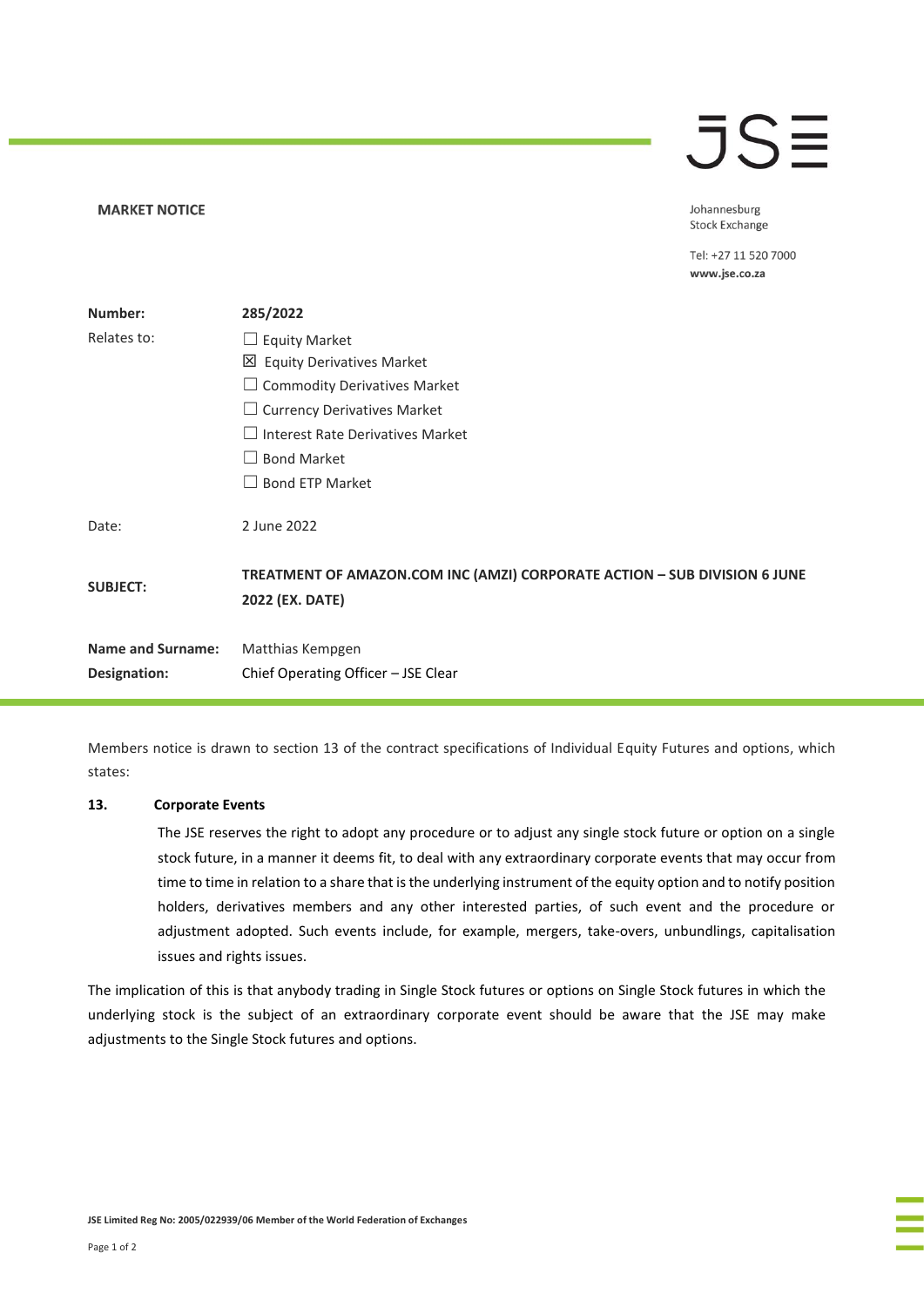**MARKET NOTICE**

Johannesburg Stock Exchange

Tel: +27 11 520 7000
www.jse.co.za

| | |
|---|---|
| **Number:** | **285/2022** |
| Relates to: | ☐ Equity Market<br>☒ Equity Derivatives Market<br>☐ Commodity Derivatives Market<br>☐ Currency Derivatives Market<br>☐ Interest Rate Derivatives Market<br>☐ Bond Market<br>☐ Bond ETP Market |
| Date: | 2 June 2022 |
| **SUBJECT:** | **TREATMENT OF AMAZON.COM INC (AMZI) CORPORATE ACTION – SUB DIVISION 6 JUNE 2022 (EX. DATE)** |
| **Name and Surname:** | Matthias Kempgen |
| **Designation:** | Chief Operating Officer – JSE Clear |

Members notice is drawn to section 13 of the contract specifications of Individual Equity Futures and options, which states:

**13. Corporate Events**

The JSE reserves the right to adopt any procedure or to adjust any single stock future or option on a single stock future, in a manner it deems fit, to deal with any extraordinary corporate events that may occur from time to time in relation to a share that is the underlying instrument of the equity option and to notify position holders, derivatives members and any other interested parties, of such event and the procedure or adjustment adopted. Such events include, for example, mergers, take-overs, unbundlings, capitalisation issues and rights issues.

The implication of this is that anybody trading in Single Stock futures or options on Single Stock futures in which the underlying stock is the subject of an extraordinary corporate event should be aware that the JSE may make adjustments to the Single Stock futures and options.

JSE Limited Reg No: 2005/022939/06 Member of the World Federation of Exchanges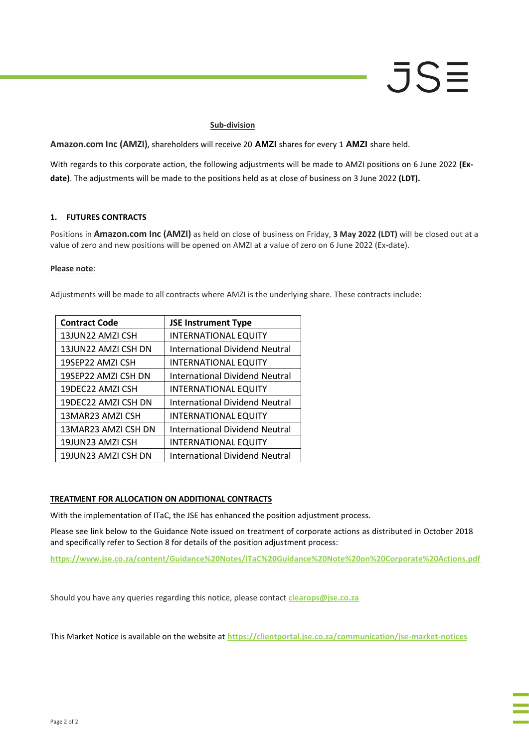**Sub-division**

**Amazon.com Inc (AMZI)**, shareholders will receive 20 **AMZI** shares for every 1 **AMZI** share held.

With regards to this corporate action, the following adjustments will be made to AMZI positions on 6 June 2022 **(Ex-date)**. The adjustments will be made to the positions held as at close of business on 3 June 2022 **(LDT).**

## 1. FUTURES CONTRACTS

Positions in **Amazon.com Inc (AMZI)** as held on close of business on Friday, **3 May 2022 (LDT)** will be closed out at a value of zero and new positions will be opened on AMZI at a value of zero on 6 June 2022 (Ex-date).

**Please note**:

Adjustments will be made to all contracts where AMZI is the underlying share. These contracts include:

| Contract Code | JSE Instrument Type |
|---|---|
| 13JUN22 AMZI CSH | INTERNATIONAL EQUITY |
| 13JUN22 AMZI CSH DN | International Dividend Neutral |
| 19SEP22 AMZI CSH | INTERNATIONAL EQUITY |
| 19SEP22 AMZI CSH DN | International Dividend Neutral |
| 19DEC22 AMZI CSH | INTERNATIONAL EQUITY |
| 19DEC22 AMZI CSH DN | International Dividend Neutral |
| 13MAR23 AMZI CSH | INTERNATIONAL EQUITY |
| 13MAR23 AMZI CSH DN | International Dividend Neutral |
| 19JUN23 AMZI CSH | INTERNATIONAL EQUITY |
| 19JUN23 AMZI CSH DN | International Dividend Neutral |

**TREATMENT FOR ALLOCATION ON ADDITIONAL CONTRACTS**

With the implementation of ITaC, the JSE has enhanced the position adjustment process.

Please see link below to the Guidance Note issued on treatment of corporate actions as distributed in October 2018 and specifically refer to Section 8 for details of the position adjustment process:

https://www.jse.co.za/content/Guidance%20Notes/ITaC%20Guidance%20Note%20on%20Corporate%20Actions.pdf

Should you have any queries regarding this notice, please contact clearops@jse.co.za

This Market Notice is available on the website at https://clientportal.jse.co.za/communication/jse-market-notices